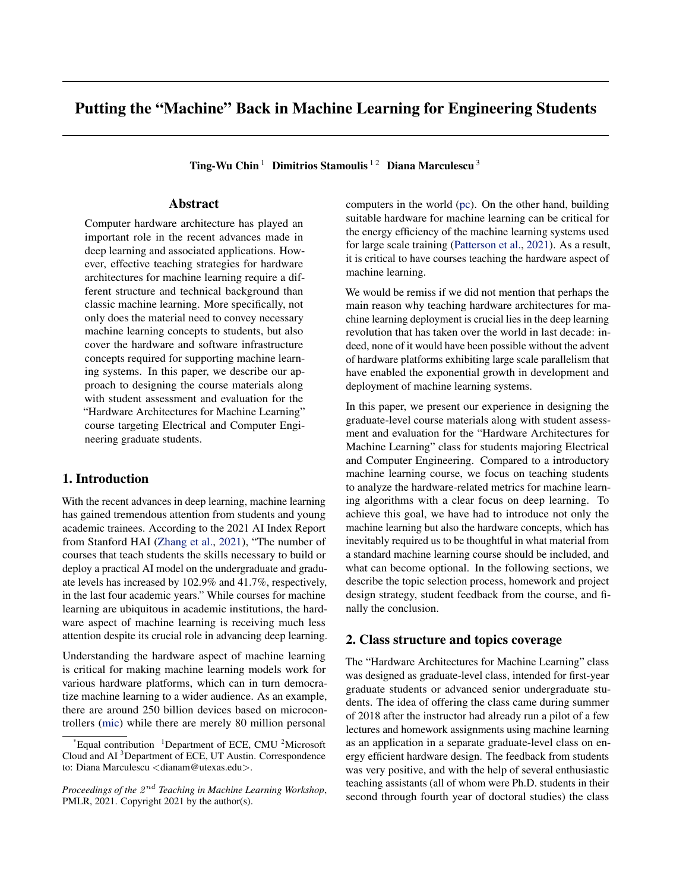# Putting the "Machine" Back in Machine Learning for Engineering Students

**Ting-Wu Chin**[1] **Dimitrios Stamoulis**[1,2] **Diana Marculescu**[3]

## Abstract

Computer hardware architecture has played an important role in the recent advances made in deep learning and associated applications. However, effective teaching strategies for hardware architectures for machine learning require a different structure and technical background than classic machine learning. More specifically, not only does the material need to convey necessary machine learning concepts to students, but also cover the hardware and software infrastructure concepts required for supporting machine learning systems. In this paper, we describe our approach to designing the course materials along with student assessment and evaluation for the "Hardware Architectures for Machine Learning" course targeting Electrical and Computer Engineering graduate students.

## 1. Introduction

With the recent advances in deep learning, machine learning has gained tremendous attention from students and young academic trainees. According to the 2021 AI Index Report from Stanford HAI (Zhang et al., 2021), "The number of courses that teach students the skills necessary to build or deploy a practical AI model on the undergraduate and graduate levels has increased by 102.9% and 41.7%, respectively, in the last four academic years." While courses for machine learning are ubiquitous in academic institutions, the hardware aspect of machine learning is receiving much less attention despite its crucial role in advancing deep learning.

Understanding the hardware aspect of machine learning is critical for making machine learning models work for various hardware platforms, which can in turn democratize machine learning to a wider audience. As an example, there are around 250 billion devices based on microcontrollers (mic) while there are merely 80 million personal computers in the world (pc). On the other hand, building suitable hardware for machine learning can be critical for the energy efficiency of the machine learning systems used for large scale training (Patterson et al., 2021). As a result, it is critical to have courses teaching the hardware aspect of machine learning.

We would be remiss if we did not mention that perhaps the main reason why teaching hardware architectures for machine learning deployment is crucial lies in the deep learning revolution that has taken over the world in last decade: indeed, none of it would have been possible without the advent of hardware platforms exhibiting large scale parallelism that have enabled the exponential growth in development and deployment of machine learning systems.

In this paper, we present our experience in designing the graduate-level course materials along with student assessment and evaluation for the "Hardware Architectures for Machine Learning" class for students majoring Electrical and Computer Engineering. Compared to a introductory machine learning course, we focus on teaching students to analyze the hardware-related metrics for machine learning algorithms with a clear focus on deep learning. To achieve this goal, we have had to introduce not only the machine learning but also the hardware concepts, which has inevitably required us to be thoughtful in what material from a standard machine learning course should be included, and what can become optional. In the following sections, we describe the topic selection process, homework and project design strategy, student feedback from the course, and finally the conclusion.

## 2. Class structure and topics coverage

The "Hardware Architectures for Machine Learning" class was designed as graduate-level class, intended for first-year graduate students or advanced senior undergraduate students. The idea of offering the class came during summer of 2018 after the instructor had already run a pilot of a few lectures and homework assignments using machine learning as an application in a separate graduate-level class on energy efficient hardware design. The feedback from students was very positive, and with the help of several enthusiastic teaching assistants (all of whom were Ph.D. students in their second through fourth year of doctoral studies) the class

---

*Equal contribution [1]Department of ECE, CMU [2]Microsoft Cloud and AI [3]Department of ECE, UT Austin. Correspondence to: Diana Marculescu <dianam@utexas.edu>.

*Proceedings of the $2^{nd}$ Teaching in Machine Learning Workshop*, PMLR, 2021. Copyright 2021 by the author(s).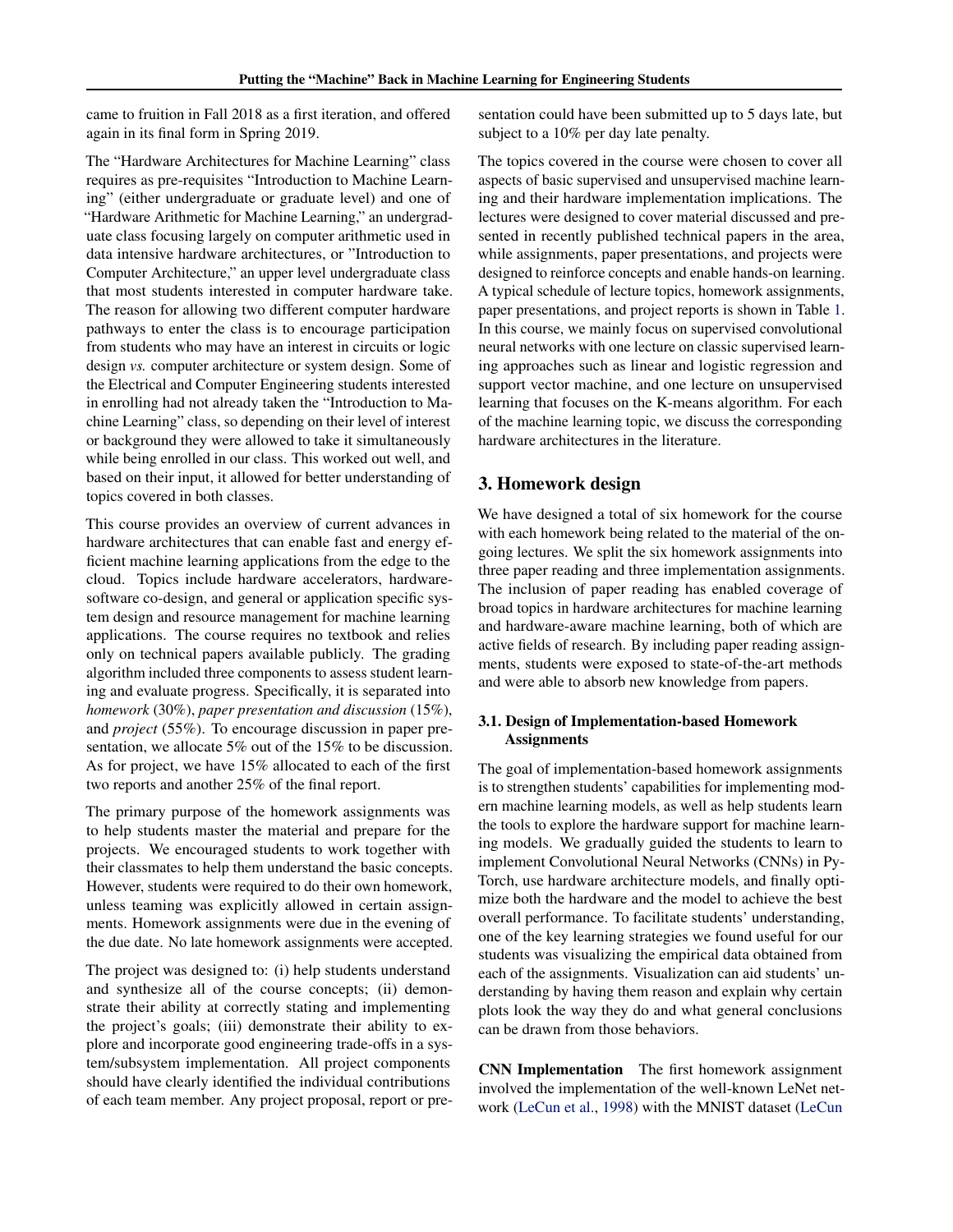came to fruition in Fall 2018 as a first iteration, and offered again in its final form in Spring 2019.

The "Hardware Architectures for Machine Learning" class requires as pre-requisites "Introduction to Machine Learning" (either undergraduate or graduate level) and one of "Hardware Arithmetic for Machine Learning," an undergraduate class focusing largely on computer arithmetic used in data intensive hardware architectures, or "Introduction to Computer Architecture," an upper level undergraduate class that most students interested in computer hardware take. The reason for allowing two different computer hardware pathways to enter the class is to encourage participation from students who may have an interest in circuits or logic design *vs.* computer architecture or system design. Some of the Electrical and Computer Engineering students interested in enrolling had not already taken the "Introduction to Machine Learning" class, so depending on their level of interest or background they were allowed to take it simultaneously while being enrolled in our class. This worked out well, and based on their input, it allowed for better understanding of topics covered in both classes.

This course provides an overview of current advances in hardware architectures that can enable fast and energy efficient machine learning applications from the edge to the cloud. Topics include hardware accelerators, hardware-software co-design, and general or application specific system design and resource management for machine learning applications. The course requires no textbook and relies only on technical papers available publicly. The grading algorithm included three components to assess student learning and evaluate progress. Specifically, it is separated into *homework* (30%), *paper presentation and discussion* (15%), and *project* (55%). To encourage discussion in paper presentation, we allocate 5% out of the 15% to be discussion. As for project, we have 15% allocated to each of the first two reports and another 25% of the final report.

The primary purpose of the homework assignments was to help students master the material and prepare for the projects. We encouraged students to work together with their classmates to help them understand the basic concepts. However, students were required to do their own homework, unless teaming was explicitly allowed in certain assignments. Homework assignments were due in the evening of the due date. No late homework assignments were accepted.

The project was designed to: (i) help students understand and synthesize all of the course concepts; (ii) demonstrate their ability at correctly stating and implementing the project's goals; (iii) demonstrate their ability to explore and incorporate good engineering trade-offs in a system/subsystem implementation. All project components should have clearly identified the individual contributions of each team member. Any project proposal, report or presentation could have been submitted up to 5 days late, but subject to a 10% per day late penalty.

The topics covered in the course were chosen to cover all aspects of basic supervised and unsupervised machine learning and their hardware implementation implications. The lectures were designed to cover material discussed and presented in recently published technical papers in the area, while assignments, paper presentations, and projects were designed to reinforce concepts and enable hands-on learning. A typical schedule of lecture topics, homework assignments, paper presentations, and project reports is shown in Table 1. In this course, we mainly focus on supervised convolutional neural networks with one lecture on classic supervised learning approaches such as linear and logistic regression and support vector machine, and one lecture on unsupervised learning that focuses on the K-means algorithm. For each of the machine learning topic, we discuss the corresponding hardware architectures in the literature.

## 3. Homework design

We have designed a total of six homework for the course with each homework being related to the material of the ongoing lectures. We split the six homework assignments into three paper reading and three implementation assignments. The inclusion of paper reading has enabled coverage of broad topics in hardware architectures for machine learning and hardware-aware machine learning, both of which are active fields of research. By including paper reading assignments, students were exposed to state-of-the-art methods and were able to absorb new knowledge from papers.

### 3.1. Design of Implementation-based Homework Assignments

The goal of implementation-based homework assignments is to strengthen students' capabilities for implementing modern machine learning models, as well as help students learn the tools to explore the hardware support for machine learning models. We gradually guided the students to learn to implement Convolutional Neural Networks (CNNs) in PyTorch, use hardware architecture models, and finally optimize both the hardware and the model to achieve the best overall performance. To facilitate students' understanding, one of the key learning strategies we found useful for our students was visualizing the empirical data obtained from each of the assignments. Visualization can aid students' understanding by having them reason and explain why certain plots look the way they do and what general conclusions can be drawn from those behaviors.

**CNN Implementation** The first homework assignment involved the implementation of the well-known LeNet network (LeCun et al., 1998) with the MNIST dataset (LeCun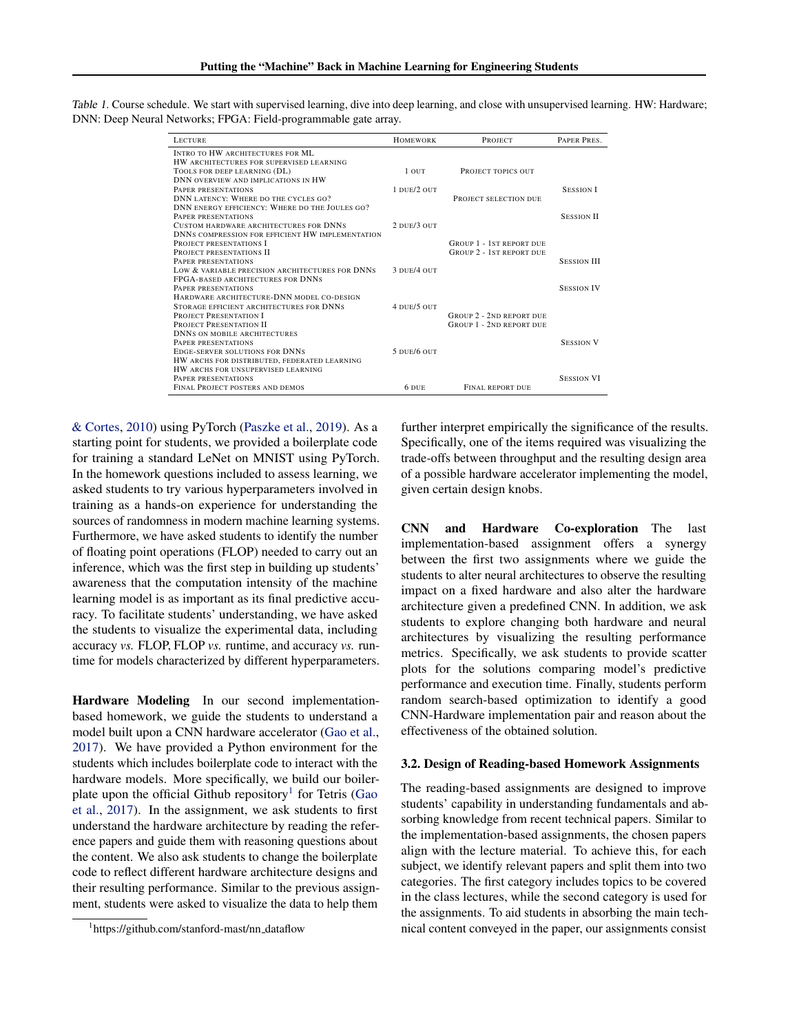Table 1. Course schedule. We start with supervised learning, dive into deep learning, and close with unsupervised learning. HW: Hardware; DNN: Deep Neural Networks; FPGA: Field-programmable gate array.

| LECTURE | HOMEWORK | PROJECT | PAPER PRES. |
|---|---|---|---|
| INTRO TO HW ARCHITECTURES FOR ML | | | |
| HW ARCHITECTURES FOR SUPERVISED LEARNING | | | |
| TOOLS FOR DEEP LEARNING (DL) | 1 OUT | PROJECT TOPICS OUT | |
| DNN OVERVIEW AND IMPLICATIONS IN HW | | | |
| PAPER PRESENTATIONS | 1 DUE/2 OUT | | SESSION I |
| DNN LATENCY: WHERE DO THE CYCLES GO? | | PROJECT SELECTION DUE | |
| DNN ENERGY EFFICIENCY: WHERE DO THE JOULES GO? | | | |
| PAPER PRESENTATIONS | | | SESSION II |
| CUSTOM HARDWARE ARCHITECTURES FOR DNNS | 2 DUE/3 OUT | | |
| DNNS COMPRESSION FOR EFFICIENT HW IMPLEMENTATION | | | |
| PROJECT PRESENTATIONS I | | GROUP 1 - 1ST REPORT DUE | |
| PROJECT PRESENTATIONS II | | GROUP 2 - 1ST REPORT DUE | |
| PAPER PRESENTATIONS | | | SESSION III |
| LOW & VARIABLE PRECISION ARCHITECTURES FOR DNNS | 3 DUE/4 OUT | | |
| FPGA-BASED ARCHITECTURES FOR DNNS | | | |
| PAPER PRESENTATIONS | | | SESSION IV |
| HARDWARE ARCHITECTURE-DNN MODEL CO-DESIGN | | | |
| STORAGE EFFICIENT ARCHITECTURES FOR DNNS | 4 DUE/5 OUT | | |
| PROJECT PRESENTATION I | | GROUP 2 - 2ND REPORT DUE | |
| PROJECT PRESENTATION II | | GROUP 1 - 2ND REPORT DUE | |
| DNNS ON MOBILE ARCHITECTURES | | | |
| PAPER PRESENTATIONS | | | SESSION V |
| EDGE-SERVER SOLUTIONS FOR DNNS | 5 DUE/6 OUT | | |
| HW ARCHS FOR DISTRIBUTED, FEDERATED LEARNING | | | |
| HW ARCHS FOR UNSUPERVISED LEARNING | | | |
| PAPER PRESENTATIONS | | | SESSION VI |
| FINAL PROJECT POSTERS AND DEMOS | 6 DUE | FINAL REPORT DUE | |

& Cortes, 2010) using PyTorch (Paszke et al., 2019). As a starting point for students, we provided a boilerplate code for training a standard LeNet on MNIST using PyTorch. In the homework questions included to assess learning, we asked students to try various hyperparameters involved in training as a hands-on experience for understanding the sources of randomness in modern machine learning systems. Furthermore, we have asked students to identify the number of floating point operations (FLOP) needed to carry out an inference, which was the first step in building up students' awareness that the computation intensity of the machine learning model is as important as its final predictive accuracy. To facilitate students' understanding, we have asked the students to visualize the experimental data, including accuracy *vs.* FLOP, FLOP *vs.* runtime, and accuracy *vs.* runtime for models characterized by different hyperparameters.

**Hardware Modeling** In our second implementation-based homework, we guide the students to understand a model built upon a CNN hardware accelerator (Gao et al., 2017). We have provided a Python environment for the students which includes boilerplate code to interact with the hardware models. More specifically, we build our boilerplate upon the official Github repository[1] for Tetris (Gao et al., 2017). In the assignment, we ask students to first understand the hardware architecture by reading the reference papers and guide them with reasoning questions about the content. We also ask students to change the boilerplate code to reflect different hardware architecture designs and their resulting performance. Similar to the previous assignment, students were asked to visualize the data to help them further interpret empirically the significance of the results. Specifically, one of the items required was visualizing the trade-offs between throughput and the resulting design area of a possible hardware accelerator implementing the model, given certain design knobs.

**CNN and Hardware Co-exploration** The last implementation-based assignment offers a synergy between the first two assignments where we guide the students to alter neural architectures to observe the resulting impact on a fixed hardware and also alter the hardware architecture given a predefined CNN. In addition, we ask students to explore changing both hardware and neural architectures by visualizing the resulting performance metrics. Specifically, we ask students to provide scatter plots for the solutions comparing model's predictive performance and execution time. Finally, students perform random search-based optimization to identify a good CNN-Hardware implementation pair and reason about the effectiveness of the obtained solution.

### 3.2. Design of Reading-based Homework Assignments

The reading-based assignments are designed to improve students' capability in understanding fundamentals and absorbing knowledge from recent technical papers. Similar to the implementation-based assignments, the chosen papers align with the lecture material. To achieve this, for each subject, we identify relevant papers and split them into two categories. The first category includes topics to be covered in the class lectures, while the second category is used for the assignments. To aid students in absorbing the main technical content conveyed in the paper, our assignments consist

[1] https://github.com/stanford-mast/nn_dataflow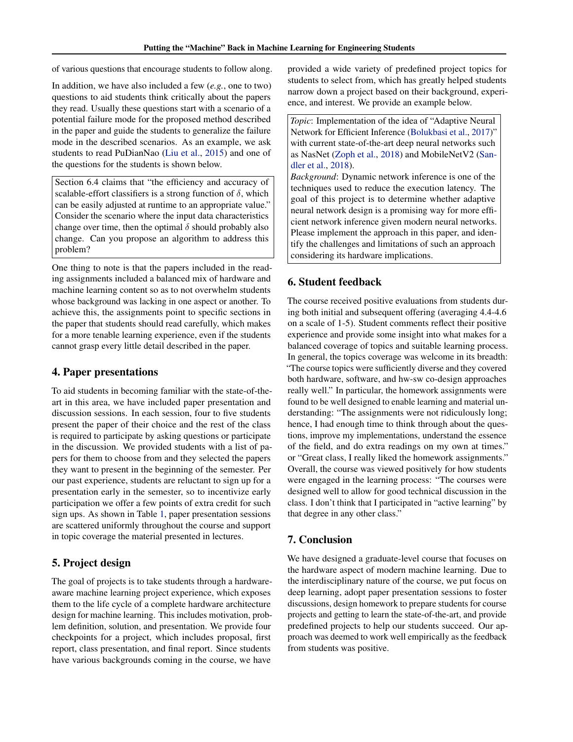of various questions that encourage students to follow along.

In addition, we have also included a few (*e.g.*, one to two) questions to aid students think critically about the papers they read. Usually these questions start with a scenario of a potential failure mode for the proposed method described in the paper and guide the students to generalize the failure mode in the described scenarios. As an example, we ask students to read PuDianNao (Liu et al., 2015) and one of the questions for the students is shown below.

> Section 6.4 claims that "the efficiency and accuracy of scalable-effort classifiers is a strong function of $\delta$, which can be easily adjusted at runtime to an appropriate value." Consider the scenario where the input data characteristics change over time, then the optimal $\delta$ should probably also change. Can you propose an algorithm to address this problem?

One thing to note is that the papers included in the reading assignments included a balanced mix of hardware and machine learning content so as to not overwhelm students whose background was lacking in one aspect or another. To achieve this, the assignments point to specific sections in the paper that students should read carefully, which makes for a more tenable learning experience, even if the students cannot grasp every little detail described in the paper.

## 4. Paper presentations

To aid students in becoming familiar with the state-of-the-art in this area, we have included paper presentation and discussion sessions. In each session, four to five students present the paper of their choice and the rest of the class is required to participate by asking questions or participate in the discussion. We provided students with a list of papers for them to choose from and they selected the papers they want to present in the beginning of the semester. Per our past experience, students are reluctant to sign up for a presentation early in the semester, so to incentivize early participation we offer a few points of extra credit for such sign ups. As shown in Table 1, paper presentation sessions are scattered uniformly throughout the course and support in topic coverage the material presented in lectures.

## 5. Project design

The goal of projects is to take students through a hardware-aware machine learning project experience, which exposes them to the life cycle of a complete hardware architecture design for machine learning. This includes motivation, problem definition, solution, and presentation. We provide four checkpoints for a project, which includes proposal, first report, class presentation, and final report. Since students have various backgrounds coming in the course, we have provided a wide variety of predefined project topics for students to select from, which has greatly helped students narrow down a project based on their background, experience, and interest. We provide an example below.

> *Topic*: Implementation of the idea of "Adaptive Neural Network for Efficient Inference (Bolukbasi et al., 2017)" with current state-of-the-art deep neural networks such as NasNet (Zoph et al., 2018) and MobileNetV2 (Sandler et al., 2018).
>
> *Background*: Dynamic network inference is one of the techniques used to reduce the execution latency. The goal of this project is to determine whether adaptive neural network design is a promising way for more efficient network inference given modern neural networks. Please implement the approach in this paper, and identify the challenges and limitations of such an approach considering its hardware implications.

## 6. Student feedback

The course received positive evaluations from students during both initial and subsequent offering (averaging 4.4-4.6 on a scale of 1-5). Student comments reflect their positive experience and provide some insight into what makes for a balanced coverage of topics and suitable learning process. In general, the topics coverage was welcome in its breadth: "The course topics were sufficiently diverse and they covered both hardware, software, and hw-sw co-design approaches really well." In particular, the homework assignments were found to be well designed to enable learning and material understanding: "The assignments were not ridiculously long; hence, I had enough time to think through about the questions, improve my implementations, understand the essence of the field, and do extra readings on my own at times." or "Great class, I really liked the homework assignments." Overall, the course was viewed positively for how students were engaged in the learning process: "The courses were designed well to allow for good technical discussion in the class. I don't think that I participated in "active learning" by that degree in any other class."

## 7. Conclusion

We have designed a graduate-level course that focuses on the hardware aspect of modern machine learning. Due to the interdisciplinary nature of the course, we put focus on deep learning, adopt paper presentation sessions to foster discussions, design homework to prepare students for course projects and getting to learn the state-of-the-art, and provide predefined projects to help our students succeed. Our approach was deemed to work well empirically as the feedback from students was positive.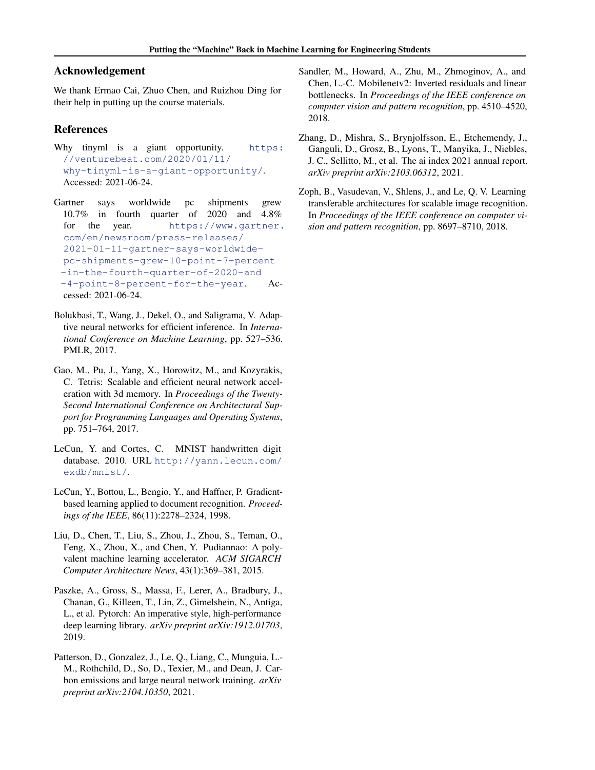## Acknowledgement

We thank Ermao Cai, Zhuo Chen, and Ruizhou Ding for their help in putting up the course materials.

## References

Why tinyml is a giant opportunity. https://venturebeat.com/2020/01/11/why-tinyml-is-a-giant-opportunity/. Accessed: 2021-06-24.

Gartner says worldwide pc shipments grew 10.7% in fourth quarter of 2020 and 4.8% for the year. https://www.gartner.com/en/newsroom/press-releases/2021-01-11-gartner-says-worldwide-pc-shipments-grew-10-point-7-percent-in-the-fourth-quarter-of-2020-and-4-point-8-percent-for-the-year. Accessed: 2021-06-24.

Bolukbasi, T., Wang, J., Dekel, O., and Saligrama, V. Adaptive neural networks for efficient inference. In *International Conference on Machine Learning*, pp. 527–536. PMLR, 2017.

Gao, M., Pu, J., Yang, X., Horowitz, M., and Kozyrakis, C. Tetris: Scalable and efficient neural network acceleration with 3d memory. In *Proceedings of the Twenty-Second International Conference on Architectural Support for Programming Languages and Operating Systems*, pp. 751–764, 2017.

LeCun, Y. and Cortes, C. MNIST handwritten digit database. 2010. URL http://yann.lecun.com/exdb/mnist/.

LeCun, Y., Bottou, L., Bengio, Y., and Haffner, P. Gradient-based learning applied to document recognition. *Proceedings of the IEEE*, 86(11):2278–2324, 1998.

Liu, D., Chen, T., Liu, S., Zhou, J., Zhou, S., Teman, O., Feng, X., Zhou, X., and Chen, Y. Pudiannao: A polyvalent machine learning accelerator. *ACM SIGARCH Computer Architecture News*, 43(1):369–381, 2015.

Paszke, A., Gross, S., Massa, F., Lerer, A., Bradbury, J., Chanan, G., Killeen, T., Lin, Z., Gimelshein, N., Antiga, L., et al. Pytorch: An imperative style, high-performance deep learning library. *arXiv preprint arXiv:1912.01703*, 2019.

Patterson, D., Gonzalez, J., Le, Q., Liang, C., Munguia, L.-M., Rothchild, D., So, D., Texier, M., and Dean, J. Carbon emissions and large neural network training. *arXiv preprint arXiv:2104.10350*, 2021.

Sandler, M., Howard, A., Zhu, M., Zhmoginov, A., and Chen, L.-C. Mobilenetv2: Inverted residuals and linear bottlenecks. In *Proceedings of the IEEE conference on computer vision and pattern recognition*, pp. 4510–4520, 2018.

Zhang, D., Mishra, S., Brynjolfsson, E., Etchemendy, J., Ganguli, D., Grosz, B., Lyons, T., Manyika, J., Niebles, J. C., Sellitto, M., et al. The ai index 2021 annual report. *arXiv preprint arXiv:2103.06312*, 2021.

Zoph, B., Vasudevan, V., Shlens, J., and Le, Q. V. Learning transferable architectures for scalable image recognition. In *Proceedings of the IEEE conference on computer vision and pattern recognition*, pp. 8697–8710, 2018.